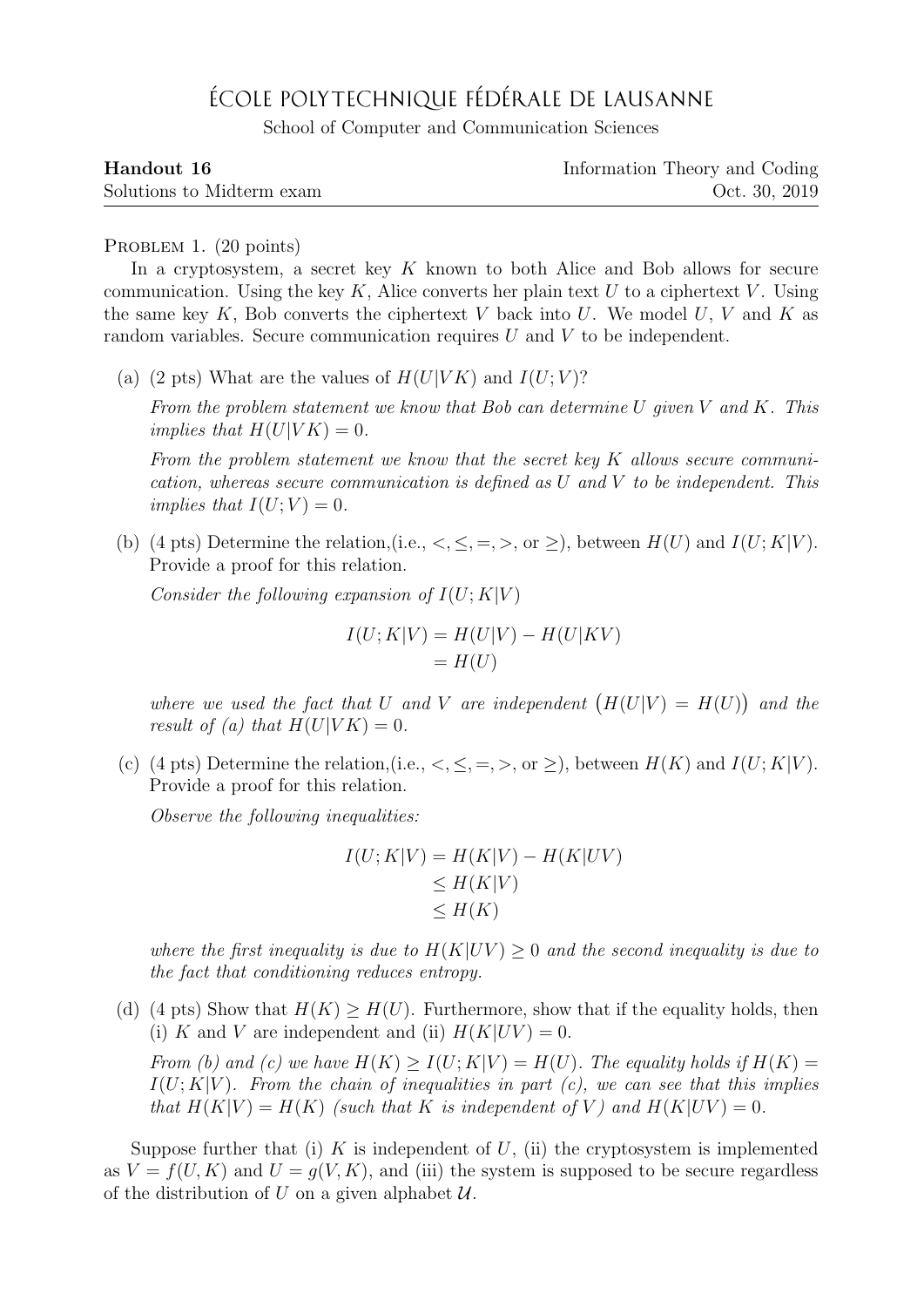# ÉCOLE POLYTECHNIQUE FÉDÉRALE DE LAUSANNE

School of Computer and Communication Sciences

**Handout 16** — Information Theory and Coding

Solutions to Midterm exam — Oct. 30, 2019

---

PROBLEM 1. (20 points)

In a cryptosystem, a secret key $K$ known to both Alice and Bob allows for secure communication. Using the key $K$, Alice converts her plain text $U$ to a ciphertext $V$. Using the same key $K$, Bob converts the ciphertext $V$ back into $U$. We model $U$, $V$ and $K$ as random variables. Secure communication requires $U$ and $V$ to be independent.

(a) (2 pts) What are the values of $H(U|VK)$ and $I(U;V)$?

*From the problem statement we know that Bob can determine $U$ given $V$ and $K$. This implies that $H(U|VK) = 0$.*

*From the problem statement we know that the secret key $K$ allows secure communication, whereas secure communication is defined as $U$ and $V$ to be independent. This implies that $I(U;V) = 0$.*

(b) (4 pts) Determine the relation,(i.e., $<, \leq, =, >$, or $\geq$), between $H(U)$ and $I(U;K|V)$. Provide a proof for this relation.

*Consider the following expansion of $I(U;K|V)$*

$$\begin{aligned} I(U;K|V) &= H(U|V) - H(U|KV) \\ &= H(U) \end{aligned}$$

*where we used the fact that $U$ and $V$ are independent $\big(H(U|V) = H(U)\big)$ and the result of (a) that $H(U|VK) = 0$.*

(c) (4 pts) Determine the relation,(i.e., $<, \leq, =, >$, or $\geq$), between $H(K)$ and $I(U;K|V)$. Provide a proof for this relation.

*Observe the following inequalities:*

$$\begin{aligned} I(U;K|V) &= H(K|V) - H(K|UV) \\ &\leq H(K|V) \\ &\leq H(K) \end{aligned}$$

*where the first inequality is due to $H(K|UV) \geq 0$ and the second inequality is due to the fact that conditioning reduces entropy.*

(d) (4 pts) Show that $H(K) \geq H(U)$. Furthermore, show that if the equality holds, then (i) $K$ and $V$ are independent and (ii) $H(K|UV) = 0$.

*From (b) and (c) we have $H(K) \geq I(U;K|V) = H(U)$. The equality holds if $H(K) = I(U;K|V)$. From the chain of inequalities in part (c), we can see that this implies that $H(K|V) = H(K)$ (such that $K$ is independent of $V$) and $H(K|UV) = 0$.*

Suppose further that (i) $K$ is independent of $U$, (ii) the cryptosystem is implemented as $V = f(U,K)$ and $U = g(V,K)$, and (iii) the system is supposed to be secure regardless of the distribution of $U$ on a given alphabet $\mathcal{U}$.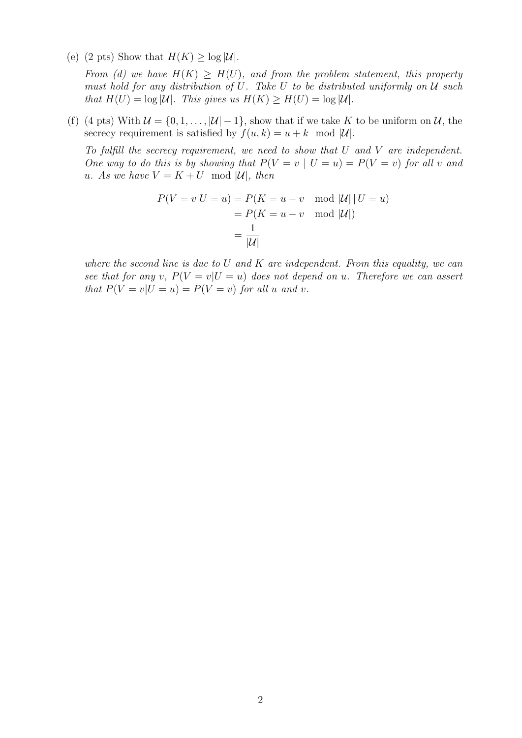(e) (2 pts) Show that $H(K) \geq \log |\mathcal{U}|$.

*From (d) we have $H(K) \geq H(U)$, and from the problem statement, this property must hold for any distribution of $U$. Take $U$ to be distributed uniformly on $\mathcal{U}$ such that $H(U) = \log |\mathcal{U}|$. This gives us $H(K) \geq H(U) = \log |\mathcal{U}|$.*

(f) (4 pts) With $\mathcal{U} = \{0, 1, \ldots, |\mathcal{U}| - 1\}$, show that if we take $K$ to be uniform on $\mathcal{U}$, the secrecy requirement is satisfied by $f(u, k) = u + k \mod |\mathcal{U}|$.

*To fulfill the secrecy requirement, we need to show that $U$ and $V$ are independent. One way to do this is by showing that $P(V = v \mid U = u) = P(V = v)$ for all $v$ and $u$. As we have $V = K + U \mod |\mathcal{U}|$, then*

$$
\begin{aligned}
P(V = v|U = u) &= P(K = u - v \mod |\mathcal{U}| \,|\, U = u) \\
&= P(K = u - v \mod |\mathcal{U}|) \\
&= \frac{1}{|\mathcal{U}|}
\end{aligned}
$$

*where the second line is due to $U$ and $K$ are independent. From this equality, we can see that for any $v$, $P(V = v|U = u)$ does not depend on $u$. Therefore we can assert that $P(V = v|U = u) = P(V = v)$ for all $u$ and $v$.*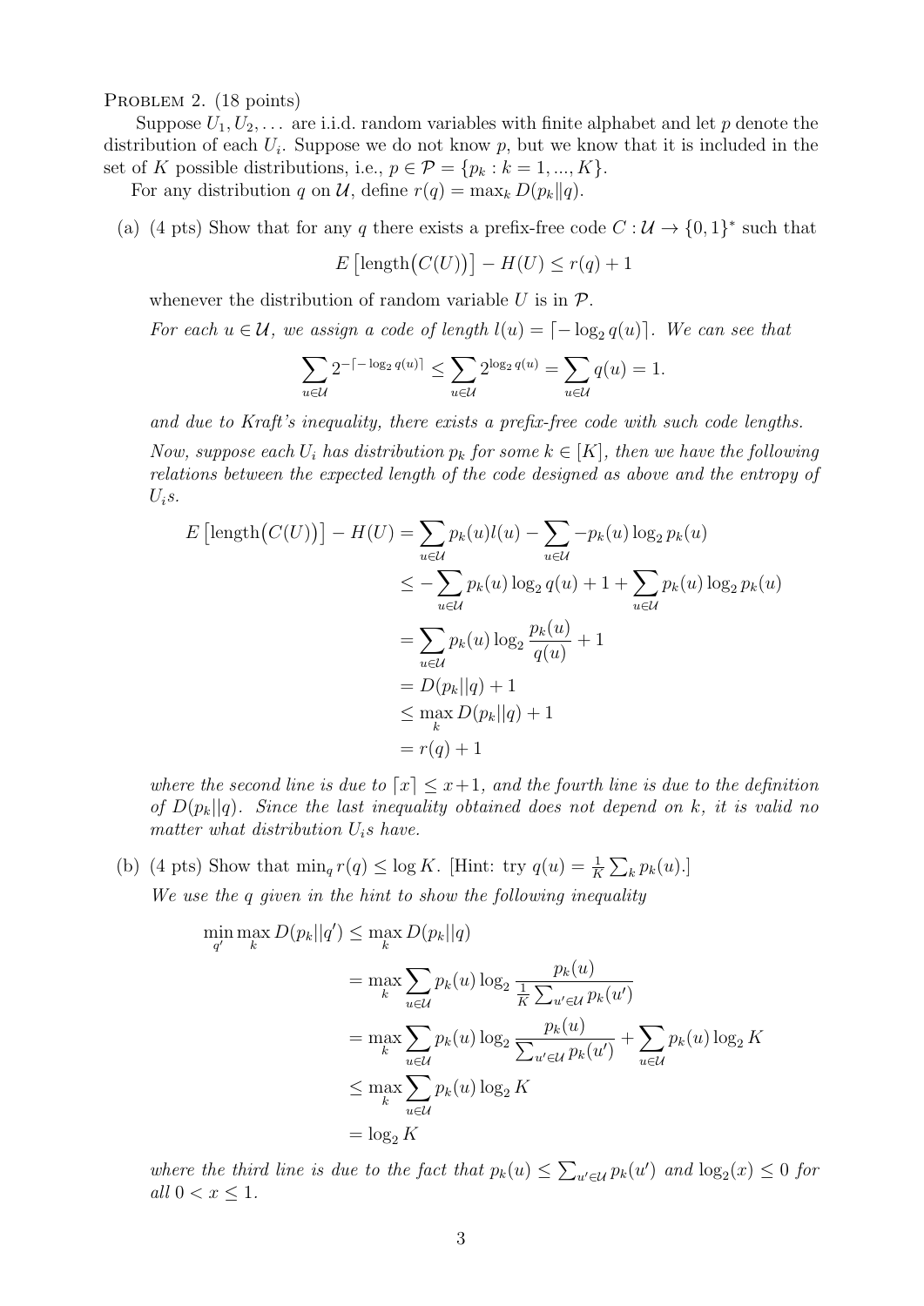Problem 2. (18 points)

Suppose $U_1, U_2, \dots$ are i.i.d. random variables with finite alphabet and let $p$ denote the distribution of each $U_i$. Suppose we do not know $p$, but we know that it is included in the set of $K$ possible distributions, i.e., $p \in \mathcal{P} = \{p_k : k = 1, ..., K\}$.

For any distribution $q$ on $\mathcal{U}$, define $r(q) = \max_k D(p_k \| q)$.

(a) (4 pts) Show that for any $q$ there exists a prefix-free code $C : \mathcal{U} \to \{0, 1\}^*$ such that

$$E\left[\text{length}\big(C(U)\big)\right] - H(U) \leq r(q) + 1$$

whenever the distribution of random variable $U$ is in $\mathcal{P}$.

*For each $u \in \mathcal{U}$, we assign a code of length $l(u) = \lceil -\log_2 q(u) \rceil$. We can see that*

$$\sum_{u \in \mathcal{U}} 2^{-\lceil -\log_2 q(u) \rceil} \leq \sum_{u \in \mathcal{U}} 2^{\log_2 q(u)} = \sum_{u \in \mathcal{U}} q(u) = 1.$$

*and due to Kraft's inequality, there exists a prefix-free code with such code lengths.*

*Now, suppose each $U_i$ has distribution $p_k$ for some $k \in [K]$, then we have the following relations between the expected length of the code designed as above and the entropy of $U_i$s.*

$$\begin{aligned}
E\left[\text{length}\big(C(U)\big)\right] - H(U) &= \sum_{u \in \mathcal{U}} p_k(u) l(u) - \sum_{u \in \mathcal{U}} -p_k(u) \log_2 p_k(u) \\
&\leq -\sum_{u \in \mathcal{U}} p_k(u) \log_2 q(u) + 1 + \sum_{u \in \mathcal{U}} p_k(u) \log_2 p_k(u) \\
&= \sum_{u \in \mathcal{U}} p_k(u) \log_2 \frac{p_k(u)}{q(u)} + 1 \\
&= D(p_k || q) + 1 \\
&\leq \max_k D(p_k || q) + 1 \\
&= r(q) + 1
\end{aligned}$$

*where the second line is due to $\lceil x \rceil \leq x + 1$, and the fourth line is due to the definition of $D(p_k||q)$. Since the last inequality obtained does not depend on $k$, it is valid no matter what distribution $U_i$s have.*

(b) (4 pts) Show that $\min_q r(q) \leq \log K$. [Hint: try $q(u) = \frac{1}{K} \sum_k p_k(u)$.]

*We use the $q$ given in the hint to show the following inequality*

$$\begin{aligned}
\min_{q'} \max_k D(p_k || q') &\leq \max_k D(p_k || q) \\
&= \max_k \sum_{u \in \mathcal{U}} p_k(u) \log_2 \frac{p_k(u)}{\frac{1}{K} \sum_{u' \in \mathcal{U}} p_k(u')} \\
&= \max_k \sum_{u \in \mathcal{U}} p_k(u) \log_2 \frac{p_k(u)}{\sum_{u' \in \mathcal{U}} p_k(u')} + \sum_{u \in \mathcal{U}} p_k(u) \log_2 K \\
&\leq \max_k \sum_{u \in \mathcal{U}} p_k(u) \log_2 K \\
&= \log_2 K
\end{aligned}$$

*where the third line is due to the fact that $p_k(u) \leq \sum_{u' \in \mathcal{U}} p_k(u')$ and $\log_2(x) \leq 0$ for all $0 < x \leq 1$.*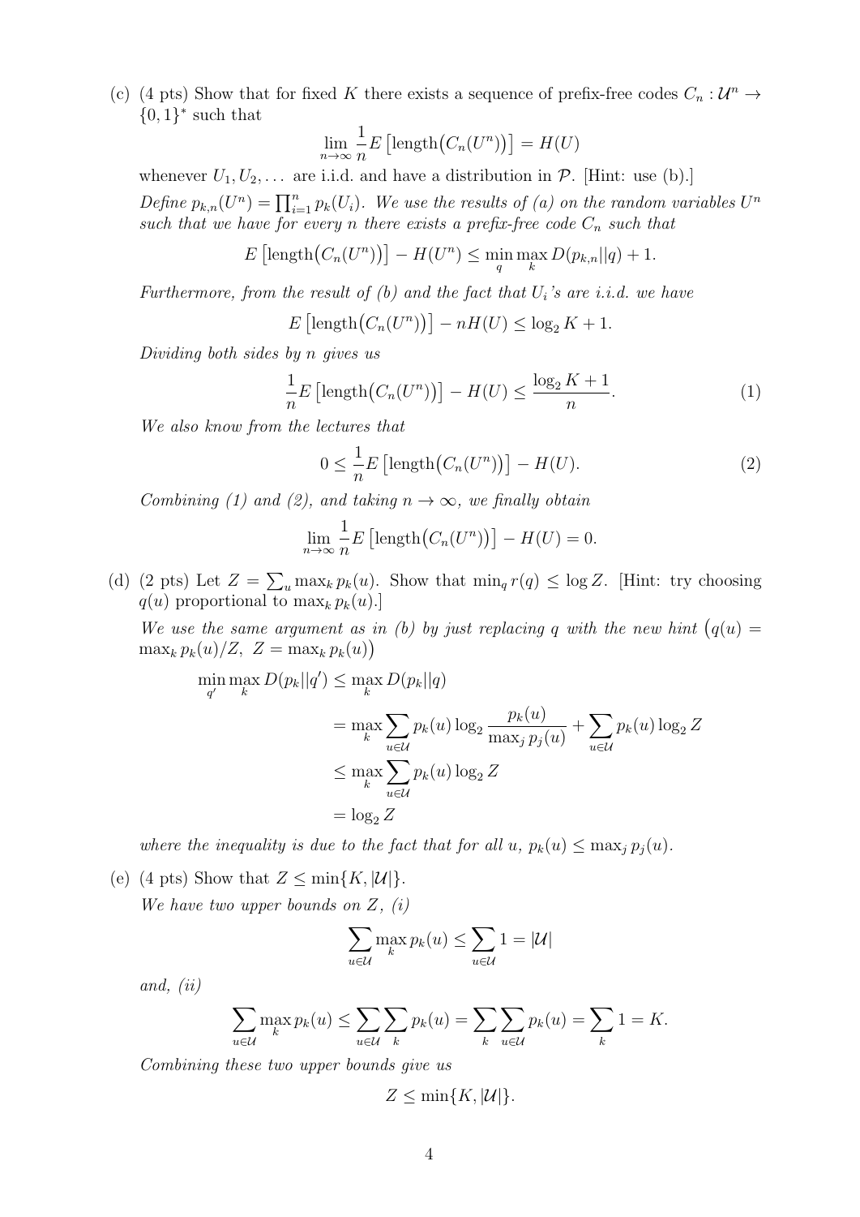(c) (4 pts) Show that for fixed $K$ there exists a sequence of prefix-free codes $C_n : \mathcal{U}^n \to \{0,1\}^*$ such that

$$\lim_{n\to\infty} \frac{1}{n} E\left[\text{length}\big(C_n(U^n)\big)\right] = H(U)$$

whenever $U_1, U_2, \ldots$ are i.i.d. and have a distribution in $\mathcal{P}$. [Hint: use (b).]

*Define $p_{k,n}(U^n) = \prod_{i=1}^n p_k(U_i)$. We use the results of (a) on the random variables $U^n$ such that we have for every $n$ there exists a prefix-free code $C_n$ such that*

$$E\left[\text{length}\big(C_n(U^n)\big)\right] - H(U^n) \leq \min_q \max_k D(p_{k,n}||q) + 1.$$

*Furthermore, from the result of (b) and the fact that $U_i$'s are i.i.d. we have*

$$E\left[\text{length}\big(C_n(U^n)\big)\right] - nH(U) \leq \log_2 K + 1.$$

*Dividing both sides by $n$ gives us*

$$\frac{1}{n} E\left[\text{length}\big(C_n(U^n)\big)\right] - H(U) \leq \frac{\log_2 K + 1}{n}. \tag{1}$$

*We also know from the lectures that*

$$0 \leq \frac{1}{n} E\left[\text{length}\big(C_n(U^n)\big)\right] - H(U). \tag{2}$$

*Combining (1) and (2), and taking $n \to \infty$, we finally obtain*

$$\lim_{n\to\infty} \frac{1}{n} E\left[\text{length}\big(C_n(U^n)\big)\right] - H(U) = 0.$$

(d) (2 pts) Let $Z = \sum_u \max_k p_k(u)$. Show that $\min_q r(q) \leq \log Z$. [Hint: try choosing $q(u)$ proportional to $\max_k p_k(u)$.]

*We use the same argument as in (b) by just replacing $q$ with the new hint $\big(q(u) = \max_k p_k(u)/Z,\ Z = \max_k p_k(u)\big)$*

$$\begin{aligned}
\min_{q'} \max_k D(p_k||q') &\leq \max_k D(p_k||q) \\
&= \max_k \sum_{u\in\mathcal{U}} p_k(u) \log_2 \frac{p_k(u)}{\max_j p_j(u)} + \sum_{u\in\mathcal{U}} p_k(u) \log_2 Z \\
&\leq \max_k \sum_{u\in\mathcal{U}} p_k(u) \log_2 Z \\
&= \log_2 Z
\end{aligned}$$

*where the inequality is due to the fact that for all $u$, $p_k(u) \leq \max_j p_j(u)$.*

(e) (4 pts) Show that $Z \leq \min\{K, |\mathcal{U}|\}$.

*We have two upper bounds on $Z$, (i)*

$$\sum_{u\in\mathcal{U}} \max_k p_k(u) \leq \sum_{u\in\mathcal{U}} 1 = |\mathcal{U}|$$

*and, (ii)*

$$\sum_{u\in\mathcal{U}} \max_k p_k(u) \leq \sum_{u\in\mathcal{U}} \sum_k p_k(u) = \sum_k \sum_{u\in\mathcal{U}} p_k(u) = \sum_k 1 = K.$$

*Combining these two upper bounds give us*

$$Z \leq \min\{K, |\mathcal{U}|\}.$$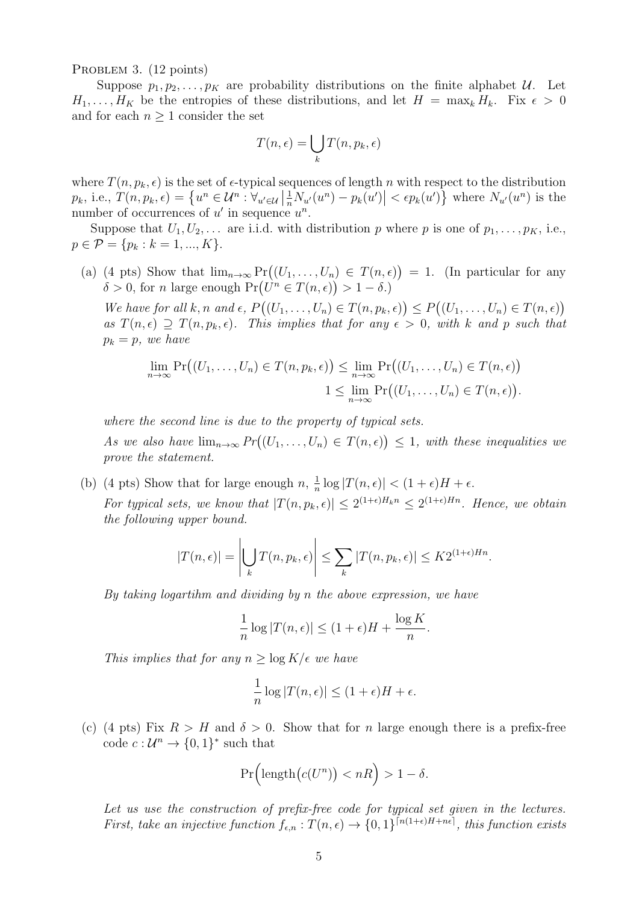PROBLEM 3. (12 points)

Suppose $p_1, p_2, \ldots, p_K$ are probability distributions on the finite alphabet $\mathcal{U}$. Let $H_1, \ldots, H_K$ be the entropies of these distributions, and let $H = \max_k H_k$. Fix $\epsilon > 0$ and for each $n \geq 1$ consider the set

$$T(n, \epsilon) = \bigcup_k T(n, p_k, \epsilon)$$

where $T(n, p_k, \epsilon)$ is the set of $\epsilon$-typical sequences of length $n$ with respect to the distribution $p_k$, i.e., $T(n, p_k, \epsilon) = \{u^n \in \mathcal{U}^n : \forall_{u' \in \mathcal{U}} \left|\frac{1}{n} N_{u'}(u^n) - p_k(u')\right| < \epsilon p_k(u')\}$ where $N_{u'}(u^n)$ is the number of occurrences of $u'$ in sequence $u^n$.

Suppose that $U_1, U_2, \ldots$ are i.i.d. with distribution $p$ where $p$ is one of $p_1, \ldots, p_K$, i.e., $p \in \mathcal{P} = \{p_k : k = 1, ..., K\}$.

(a) (4 pts) Show that $\lim_{n\to\infty} \Pr\big((U_1, \ldots, U_n) \in T(n, \epsilon)\big) = 1$. (In particular for any $\delta > 0$, for $n$ large enough $\Pr\big(U^n \in T(n, \epsilon)\big) > 1 - \delta$.)

*We have for all $k, n$ and $\epsilon$, $P\big((U_1, \ldots, U_n) \in T(n, p_k, \epsilon)\big) \leq P\big((U_1, \ldots, U_n) \in T(n, \epsilon)\big)$ as $T(n, \epsilon) \supseteq T(n, p_k, \epsilon)$. This implies that for any $\epsilon > 0$, with $k$ and $p$ such that $p_k = p$, we have*

$$\lim_{n\to\infty} \Pr\big((U_1, \ldots, U_n) \in T(n, p_k, \epsilon)\big) \leq \lim_{n\to\infty} \Pr\big((U_1, \ldots, U_n) \in T(n, \epsilon)\big)$$
$$1 \leq \lim_{n\to\infty} \Pr\big((U_1, \ldots, U_n) \in T(n, \epsilon)\big).$$

*where the second line is due to the property of typical sets.*

*As we also have $\lim_{n\to\infty} Pr\big((U_1, \ldots, U_n) \in T(n, \epsilon)\big) \leq 1$, with these inequalities we prove the statement.*

(b) (4 pts) Show that for large enough $n$, $\frac{1}{n} \log |T(n, \epsilon)| < (1 + \epsilon)H + \epsilon$.

*For typical sets, we know that $|T(n, p_k, \epsilon)| \leq 2^{(1+\epsilon)H_k n} \leq 2^{(1+\epsilon)Hn}$. Hence, we obtain the following upper bound.*

$$|T(n, \epsilon)| = \left|\bigcup_k T(n, p_k, \epsilon)\right| \leq \sum_k |T(n, p_k, \epsilon)| \leq K 2^{(1+\epsilon)Hn}.$$

*By taking logartihm and dividing by $n$ the above expression, we have*

$$\frac{1}{n} \log |T(n, \epsilon)| \leq (1 + \epsilon)H + \frac{\log K}{n}.$$

*This implies that for any $n \geq \log K/\epsilon$ we have*

$$\frac{1}{n} \log |T(n, \epsilon)| \leq (1 + \epsilon)H + \epsilon.$$

(c) (4 pts) Fix $R > H$ and $\delta > 0$. Show that for $n$ large enough there is a prefix-free code $c : \mathcal{U}^n \to \{0, 1\}^*$ such that

$$\Pr\Big(\text{length}\big(c(U^n)\big) < nR\Big) > 1 - \delta.$$

*Let us use the construction of prefix-free code for typical set given in the lectures. First, take an injective function $f_{\epsilon,n} : T(n, \epsilon) \to \{0, 1\}^{\lceil n(1+\epsilon)H + n\epsilon\rceil}$, this function exists*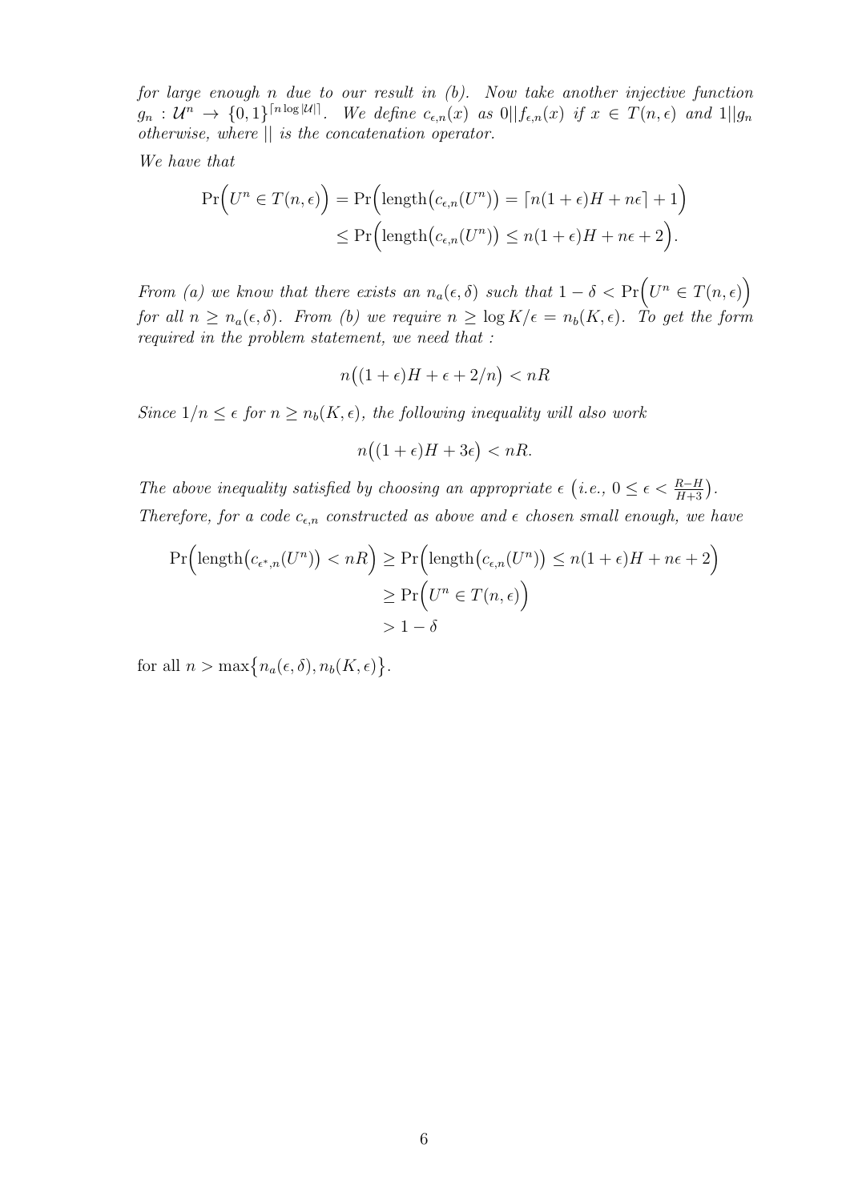*for large enough $n$ due to our result in (b). Now take another injective function $g_n : \mathcal{U}^n \to \{0,1\}^{\lceil n \log |\mathcal{U}| \rceil}$. We define $c_{\epsilon,n}(x)$ as $0||f_{\epsilon,n}(x)$ if $x \in T(n,\epsilon)$ and $1||g_n$ otherwise, where $||$ is the concatenation operator.*

*We have that*

$$\Pr\Big(U^n \in T(n,\epsilon)\Big) = \Pr\Big(\text{length}\big(c_{\epsilon,n}(U^n)\big) = \lceil n(1+\epsilon)H + n\epsilon \rceil + 1\Big)$$
$$\leq \Pr\Big(\text{length}\big(c_{\epsilon,n}(U^n)\big) \leq n(1+\epsilon)H + n\epsilon + 2\Big).$$

*From (a) we know that there exists an $n_a(\epsilon,\delta)$ such that $1-\delta < \Pr\Big(U^n \in T(n,\epsilon)\Big)$ for all $n \geq n_a(\epsilon,\delta)$. From (b) we require $n \geq \log K/\epsilon = n_b(K,\epsilon)$. To get the form required in the problem statement, we need that :*

$$n\big((1+\epsilon)H + \epsilon + 2/n\big) < nR$$

*Since $1/n \leq \epsilon$ for $n \geq n_b(K,\epsilon)$, the following inequality will also work*

$$n\big((1+\epsilon)H + 3\epsilon\big) < nR.$$

*The above inequality satisfied by choosing an appropriate $\epsilon$ $\big($i.e., $0 \leq \epsilon < \frac{R-H}{H+3}\big)$.*
*Therefore, for a code $c_{\epsilon,n}$ constructed as above and $\epsilon$ chosen small enough, we have*

$$\Pr\Big(\text{length}\big(c_{\epsilon^*,n}(U^n)\big) < nR\Big) \geq \Pr\Big(\text{length}\big(c_{\epsilon,n}(U^n)\big) \leq n(1+\epsilon)H + n\epsilon + 2\Big)$$
$$\geq \Pr\Big(U^n \in T(n,\epsilon)\Big)$$
$$> 1-\delta$$

for all $n > \max\big\{n_a(\epsilon,\delta), n_b(K,\epsilon)\big\}$.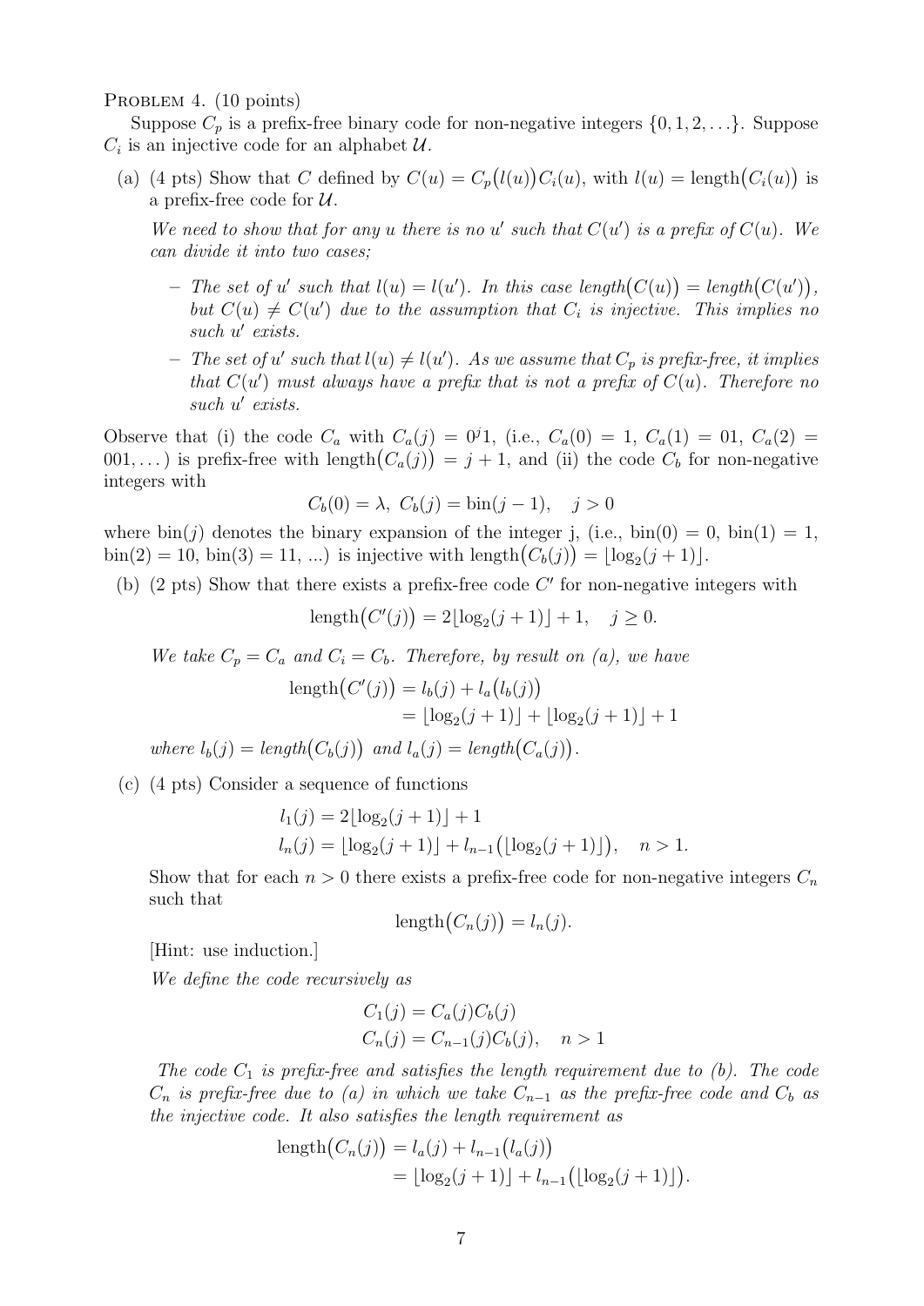PROBLEM 4. (10 points)

Suppose $C_p$ is a prefix-free binary code for non-negative integers $\{0, 1, 2, \ldots\}$. Suppose $C_i$ is an injective code for an alphabet $\mathcal{U}$.

(a) (4 pts) Show that $C$ defined by $C(u) = C_p\big(l(u)\big)C_i(u)$, with $l(u) = \text{length}\big(C_i(u)\big)$ is a prefix-free code for $\mathcal{U}$.

*We need to show that for any $u$ there is no $u'$ such that $C(u')$ is a prefix of $C(u)$. We can divide it into two cases;*

- *The set of $u'$ such that $l(u) = l(u')$. In this case length$\big(C(u)\big)$ = length$\big(C(u')\big)$, but $C(u) \neq C(u')$ due to the assumption that $C_i$ is injective. This implies no such $u'$ exists.*
- *The set of $u'$ such that $l(u) \neq l(u')$. As we assume that $C_p$ is prefix-free, it implies that $C(u')$ must always have a prefix that is not a prefix of $C(u)$. Therefore no such $u'$ exists.*

Observe that (i) the code $C_a$ with $C_a(j) = 0^j1$, (i.e., $C_a(0) = 1$, $C_a(1) = 01$, $C_a(2) = 001, \ldots$) is prefix-free with $\text{length}\big(C_a(j)\big) = j + 1$, and (ii) the code $C_b$ for non-negative integers with

$$C_b(0) = \lambda,\ C_b(j) = \text{bin}(j - 1), \quad j > 0$$

where $\text{bin}(j)$ denotes the binary expansion of the integer j, (i.e., $\text{bin}(0) = 0$, $\text{bin}(1) = 1$, $\text{bin}(2) = 10$, $\text{bin}(3) = 11$, ...) is injective with $\text{length}\big(C_b(j)\big) = \lfloor \log_2(j + 1)\rfloor$.

(b) (2 pts) Show that there exists a prefix-free code $C'$ for non-negative integers with

$$\text{length}\big(C'(j)\big) = 2\lfloor \log_2(j + 1)\rfloor + 1, \quad j \geq 0.$$

*We take $C_p = C_a$ and $C_i = C_b$. Therefore, by result on (a), we have*

$$\begin{aligned}\text{length}\big(C'(j)\big) &= l_b(j) + l_a\big(l_b(j)\big)\\ &= \lfloor \log_2(j + 1)\rfloor + \lfloor \log_2(j + 1)\rfloor + 1\end{aligned}$$

*where $l_b(j)$ = length$\big(C_b(j)\big)$ and $l_a(j)$ = length$\big(C_a(j)\big)$.*

(c) (4 pts) Consider a sequence of functions

$$\begin{aligned}l_1(j) &= 2\lfloor \log_2(j + 1)\rfloor + 1\\ l_n(j) &= \lfloor \log_2(j + 1)\rfloor + l_{n-1}\big(\lfloor \log_2(j + 1)\rfloor\big), \quad n > 1.\end{aligned}$$

Show that for each $n > 0$ there exists a prefix-free code for non-negative integers $C_n$ such that

$$\text{length}\big(C_n(j)\big) = l_n(j).$$

[Hint: use induction.]

*We define the code recursively as*

$$\begin{aligned}C_1(j) &= C_a(j)C_b(j)\\ C_n(j) &= C_{n-1}(j)C_b(j), \quad n > 1\end{aligned}$$

*The code $C_1$ is prefix-free and satisfies the length requirement due to (b). The code $C_n$ is prefix-free due to (a) in which we take $C_{n-1}$ as the prefix-free code and $C_b$ as the injective code. It also satisfies the length requirement as*

$$\begin{aligned}\text{length}\big(C_n(j)\big) &= l_a(j) + l_{n-1}\big(l_a(j)\big)\\ &= \lfloor \log_2(j + 1)\rfloor + l_{n-1}\big(\lfloor \log_2(j + 1)\rfloor\big).\end{aligned}$$